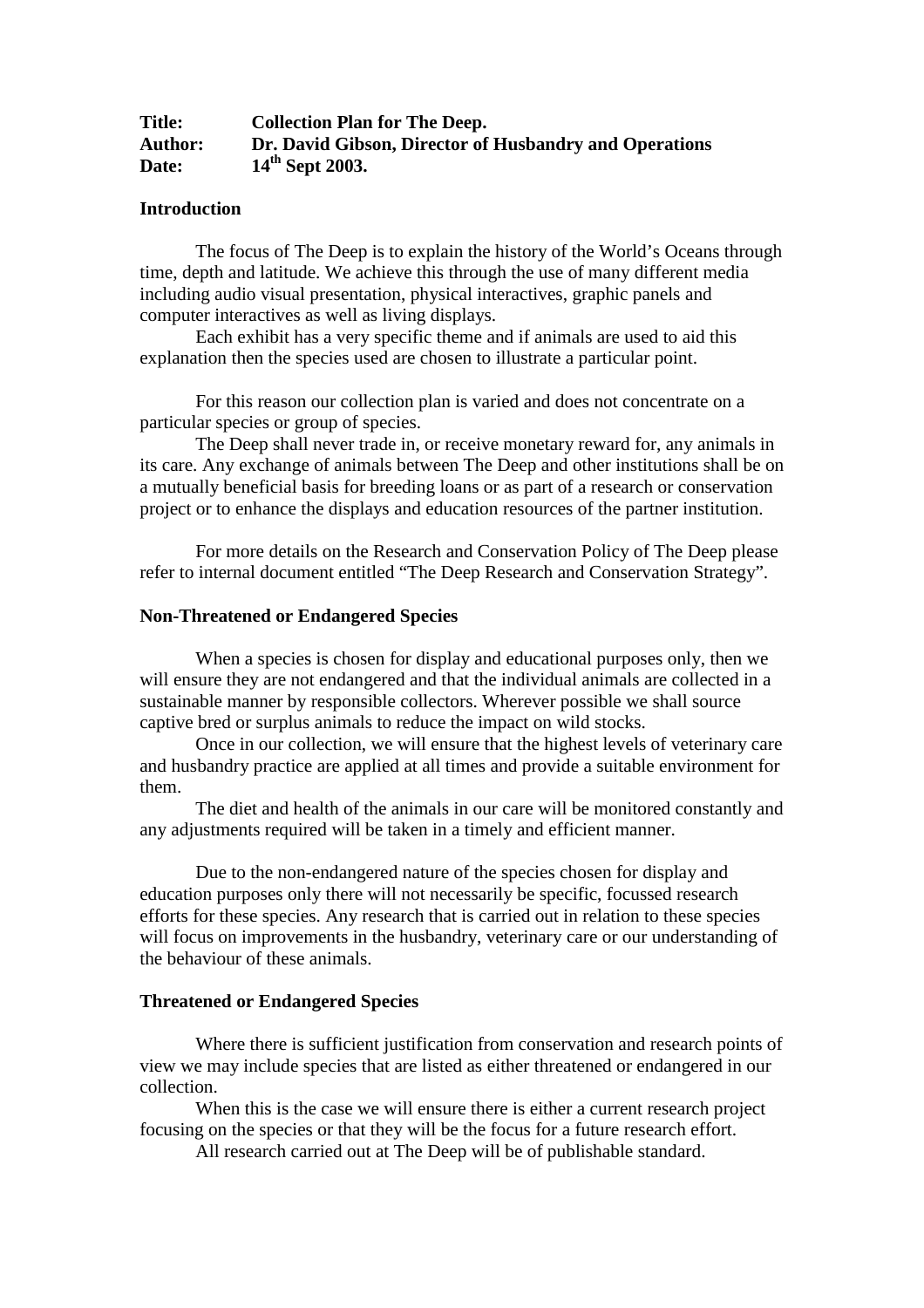**Title:** **Collection Plan for The Deep.**
**Author:** **Dr. David Gibson, Director of Husbandry and Operations**
**Date:** **14th Sept 2003.**

## Introduction

The focus of The Deep is to explain the history of the World's Oceans through time, depth and latitude. We achieve this through the use of many different media including audio visual presentation, physical interactives, graphic panels and computer interactives as well as living displays.

Each exhibit has a very specific theme and if animals are used to aid this explanation then the species used are chosen to illustrate a particular point.

For this reason our collection plan is varied and does not concentrate on a particular species or group of species.

The Deep shall never trade in, or receive monetary reward for, any animals in its care. Any exchange of animals between The Deep and other institutions shall be on a mutually beneficial basis for breeding loans or as part of a research or conservation project or to enhance the displays and education resources of the partner institution.

For more details on the Research and Conservation Policy of The Deep please refer to internal document entitled "The Deep Research and Conservation Strategy".

## Non-Threatened or Endangered Species

When a species is chosen for display and educational purposes only, then we will ensure they are not endangered and that the individual animals are collected in a sustainable manner by responsible collectors. Wherever possible we shall source captive bred or surplus animals to reduce the impact on wild stocks.

Once in our collection, we will ensure that the highest levels of veterinary care and husbandry practice are applied at all times and provide a suitable environment for them.

The diet and health of the animals in our care will be monitored constantly and any adjustments required will be taken in a timely and efficient manner.

Due to the non-endangered nature of the species chosen for display and education purposes only there will not necessarily be specific, focussed research efforts for these species. Any research that is carried out in relation to these species will focus on improvements in the husbandry, veterinary care or our understanding of the behaviour of these animals.

## Threatened or Endangered Species

Where there is sufficient justification from conservation and research points of view we may include species that are listed as either threatened or endangered in our collection.

When this is the case we will ensure there is either a current research project focusing on the species or that they will be the focus for a future research effort.

All research carried out at The Deep will be of publishable standard.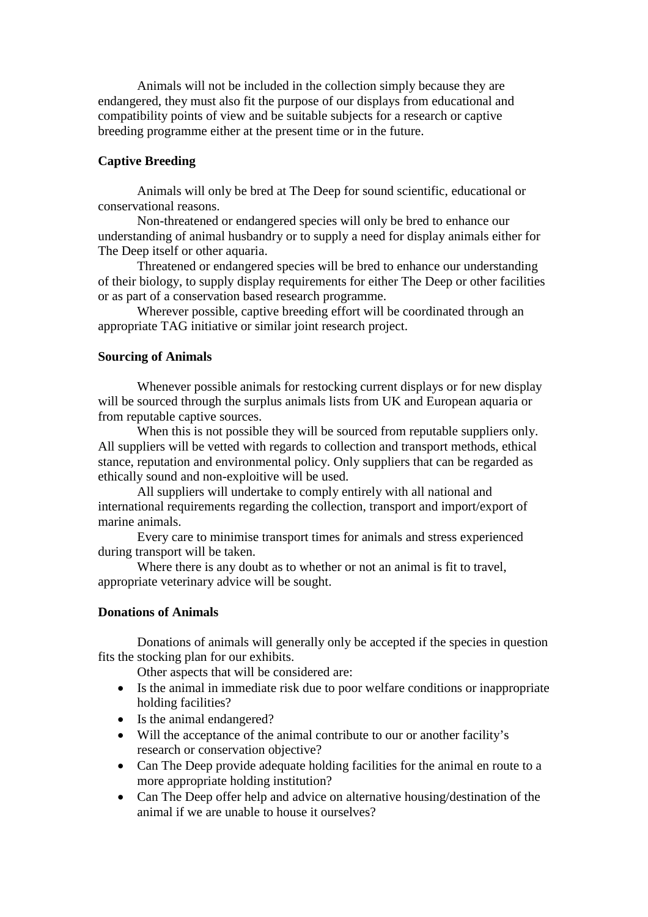Animals will not be included in the collection simply because they are endangered, they must also fit the purpose of our displays from educational and compatibility points of view and be suitable subjects for a research or captive breeding programme either at the present time or in the future.

**Captive Breeding**

Animals will only be bred at The Deep for sound scientific, educational or conservational reasons.

Non-threatened or endangered species will only be bred to enhance our understanding of animal husbandry or to supply a need for display animals either for The Deep itself or other aquaria.

Threatened or endangered species will be bred to enhance our understanding of their biology, to supply display requirements for either The Deep or other facilities or as part of a conservation based research programme.

Wherever possible, captive breeding effort will be coordinated through an appropriate TAG initiative or similar joint research project.

**Sourcing of Animals**

Whenever possible animals for restocking current displays or for new display will be sourced through the surplus animals lists from UK and European aquaria or from reputable captive sources.

When this is not possible they will be sourced from reputable suppliers only. All suppliers will be vetted with regards to collection and transport methods, ethical stance, reputation and environmental policy. Only suppliers that can be regarded as ethically sound and non-exploitive will be used.

All suppliers will undertake to comply entirely with all national and international requirements regarding the collection, transport and import/export of marine animals.

Every care to minimise transport times for animals and stress experienced during transport will be taken.

Where there is any doubt as to whether or not an animal is fit to travel, appropriate veterinary advice will be sought.

**Donations of Animals**

Donations of animals will generally only be accepted if the species in question fits the stocking plan for our exhibits.

Other aspects that will be considered are:

- Is the animal in immediate risk due to poor welfare conditions or inappropriate holding facilities?
- Is the animal endangered?
- Will the acceptance of the animal contribute to our or another facility's research or conservation objective?
- Can The Deep provide adequate holding facilities for the animal en route to a more appropriate holding institution?
- Can The Deep offer help and advice on alternative housing/destination of the animal if we are unable to house it ourselves?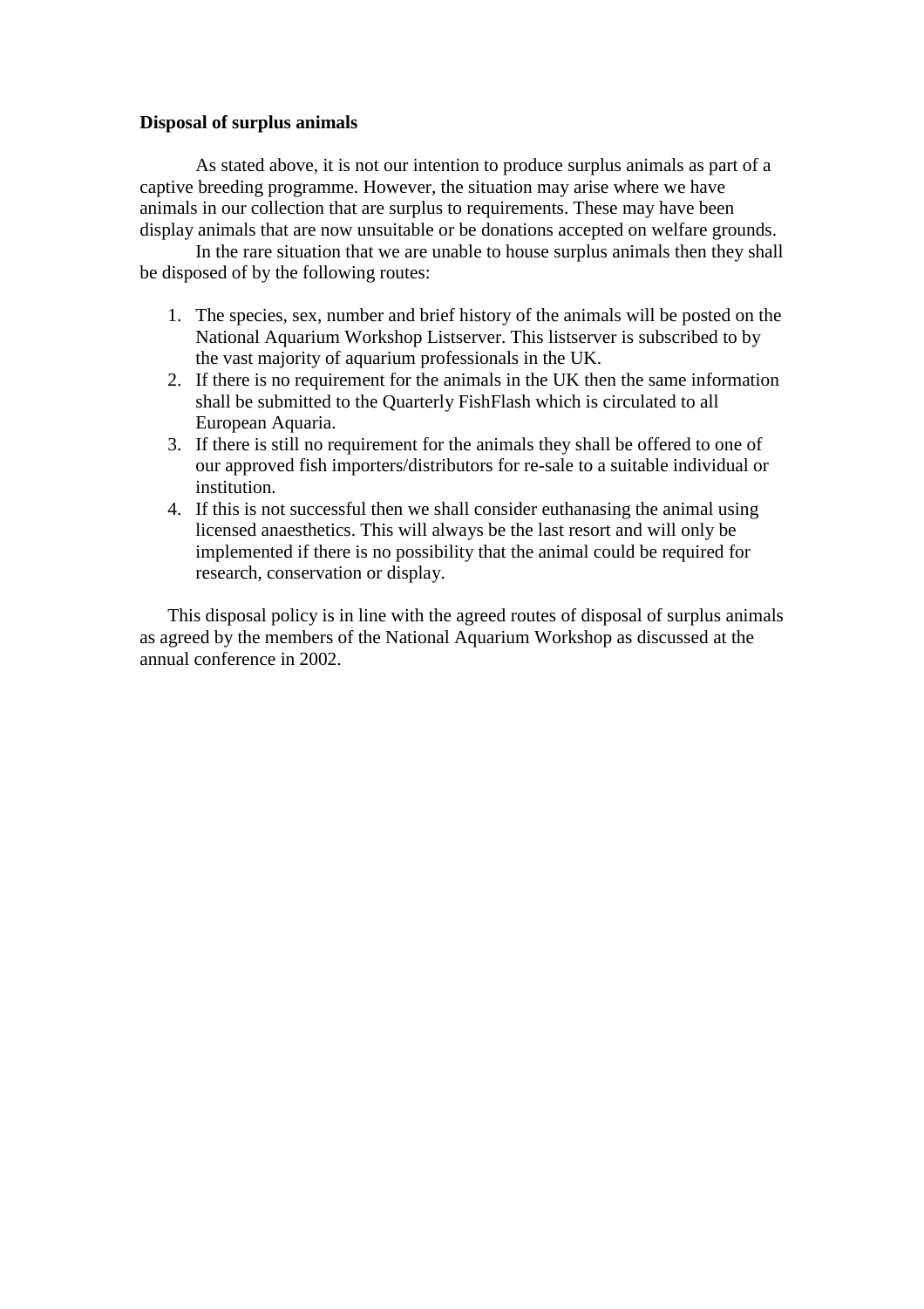**Disposal of surplus animals**

As stated above, it is not our intention to produce surplus animals as part of a captive breeding programme. However, the situation may arise where we have animals in our collection that are surplus to requirements. These may have been display animals that are now unsuitable or be donations accepted on welfare grounds.

In the rare situation that we are unable to house surplus animals then they shall be disposed of by the following routes:

1. The species, sex, number and brief history of the animals will be posted on the National Aquarium Workshop Listserver. This listserver is subscribed to by the vast majority of aquarium professionals in the UK.
2. If there is no requirement for the animals in the UK then the same information shall be submitted to the Quarterly FishFlash which is circulated to all European Aquaria.
3. If there is still no requirement for the animals they shall be offered to one of our approved fish importers/distributors for re-sale to a suitable individual or institution.
4. If this is not successful then we shall consider euthanasing the animal using licensed anaesthetics. This will always be the last resort and will only be implemented if there is no possibility that the animal could be required for research, conservation or display.

This disposal policy is in line with the agreed routes of disposal of surplus animals as agreed by the members of the National Aquarium Workshop as discussed at the annual conference in 2002.